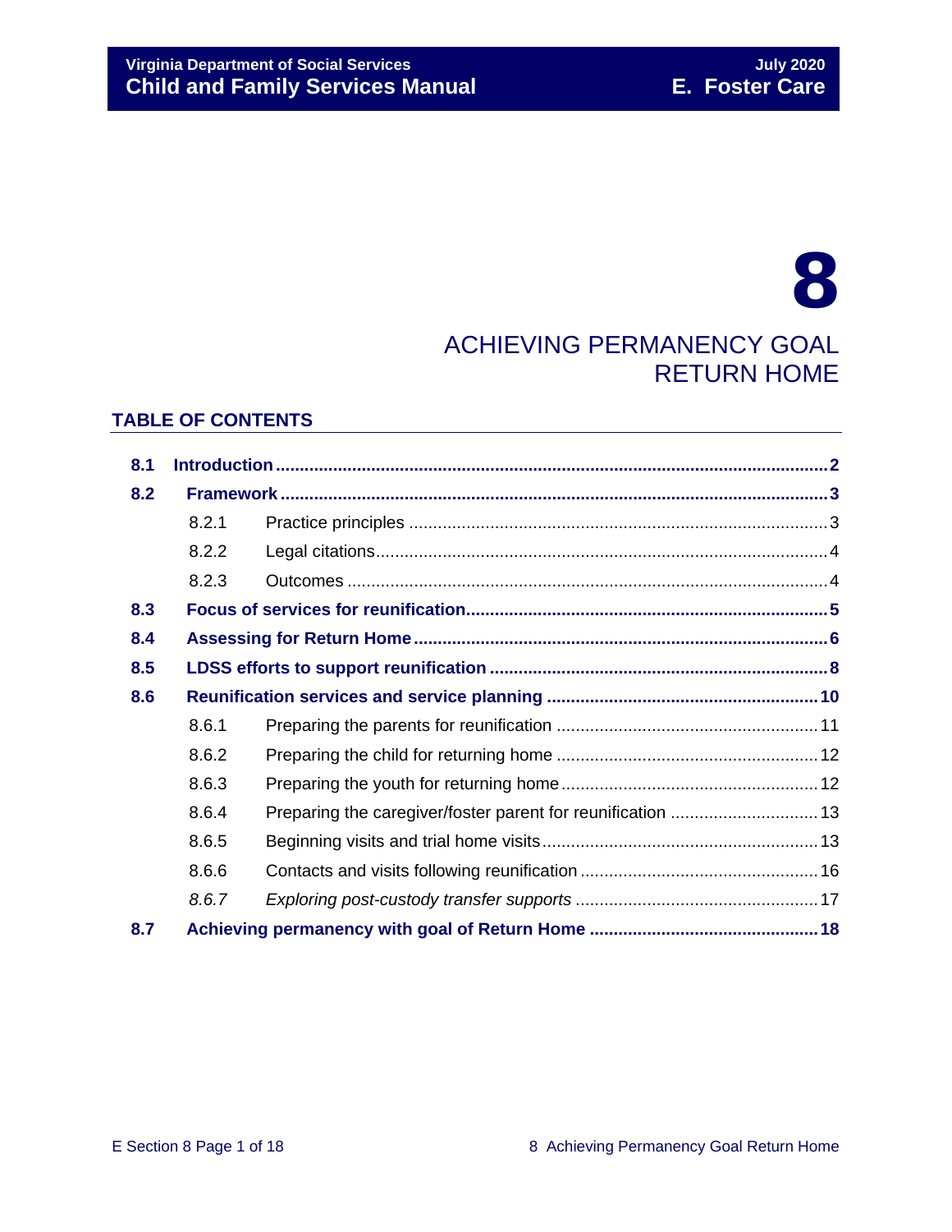# 8

# ACHIEVING PERMANENCY GOAL RETURN HOME

## TABLE OF CONTENTS

**8.1 Introduction** .......... **2**

**8.2 Framework** .......... **3**

- 8.2.1 Practice principles .......... 3
- 8.2.2 Legal citations .......... 4
- 8.2.3 Outcomes .......... 4

**8.3 Focus of services for reunification** .......... **5**

**8.4 Assessing for Return Home** .......... **6**

**8.5 LDSS efforts to support reunification** .......... **8**

**8.6 Reunification services and service planning** .......... **10**

- 8.6.1 Preparing the parents for reunification .......... 11
- 8.6.2 Preparing the child for returning home .......... 12
- 8.6.3 Preparing the youth for returning home .......... 12
- 8.6.4 Preparing the caregiver/foster parent for reunification .......... 13
- 8.6.5 Beginning visits and trial home visits .......... 13
- 8.6.6 Contacts and visits following reunification .......... 16
- *8.6.7 Exploring post-custody transfer supports* .......... 17

**8.7 Achieving permanency with goal of Return Home** .......... **18**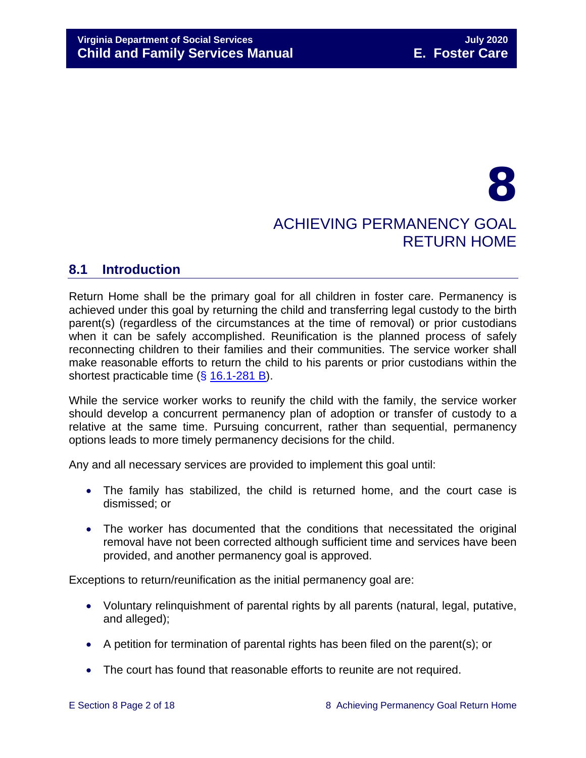# 8

# ACHIEVING PERMANENCY GOAL RETURN HOME

## 8.1 Introduction

Return Home shall be the primary goal for all children in foster care. Permanency is achieved under this goal by returning the child and transferring legal custody to the birth parent(s) (regardless of the circumstances at the time of removal) or prior custodians when it can be safely accomplished. Reunification is the planned process of safely reconnecting children to their families and their communities. The service worker shall make reasonable efforts to return the child to his parents or prior custodians within the shortest practicable time (§ 16.1-281 B).

While the service worker works to reunify the child with the family, the service worker should develop a concurrent permanency plan of adoption or transfer of custody to a relative at the same time. Pursuing concurrent, rather than sequential, permanency options leads to more timely permanency decisions for the child.

Any and all necessary services are provided to implement this goal until:

- The family has stabilized, the child is returned home, and the court case is dismissed; or
- The worker has documented that the conditions that necessitated the original removal have not been corrected although sufficient time and services have been provided, and another permanency goal is approved.

Exceptions to return/reunification as the initial permanency goal are:

- Voluntary relinquishment of parental rights by all parents (natural, legal, putative, and alleged);
- A petition for termination of parental rights has been filed on the parent(s); or
- The court has found that reasonable efforts to reunite are not required.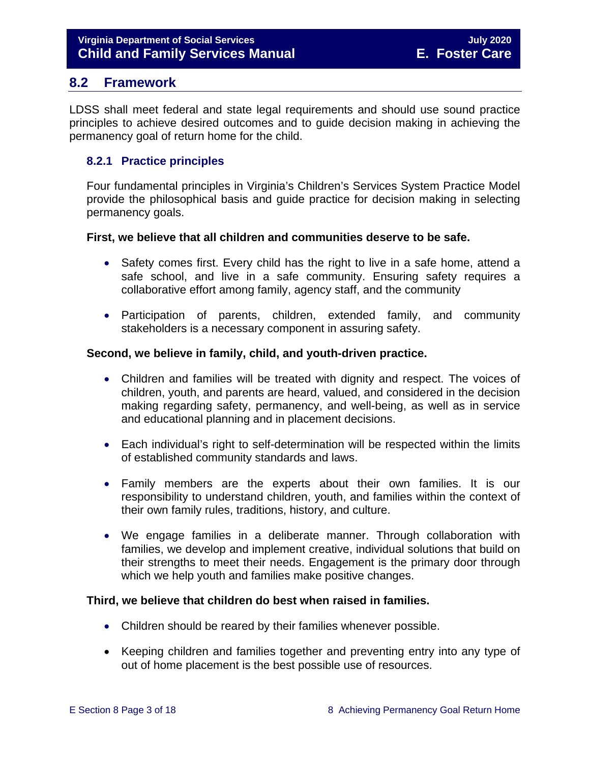## 8.2 Framework

LDSS shall meet federal and state legal requirements and should use sound practice principles to achieve desired outcomes and to guide decision making in achieving the permanency goal of return home for the child.

### 8.2.1 Practice principles

Four fundamental principles in Virginia's Children's Services System Practice Model provide the philosophical basis and guide practice for decision making in selecting permanency goals.

**First, we believe that all children and communities deserve to be safe.**

- Safety comes first. Every child has the right to live in a safe home, attend a safe school, and live in a safe community. Ensuring safety requires a collaborative effort among family, agency staff, and the community
- Participation of parents, children, extended family, and community stakeholders is a necessary component in assuring safety.

**Second, we believe in family, child, and youth-driven practice.**

- Children and families will be treated with dignity and respect. The voices of children, youth, and parents are heard, valued, and considered in the decision making regarding safety, permanency, and well-being, as well as in service and educational planning and in placement decisions.
- Each individual's right to self-determination will be respected within the limits of established community standards and laws.
- Family members are the experts about their own families. It is our responsibility to understand children, youth, and families within the context of their own family rules, traditions, history, and culture.
- We engage families in a deliberate manner. Through collaboration with families, we develop and implement creative, individual solutions that build on their strengths to meet their needs. Engagement is the primary door through which we help youth and families make positive changes.

**Third, we believe that children do best when raised in families.**

- Children should be reared by their families whenever possible.
- Keeping children and families together and preventing entry into any type of out of home placement is the best possible use of resources.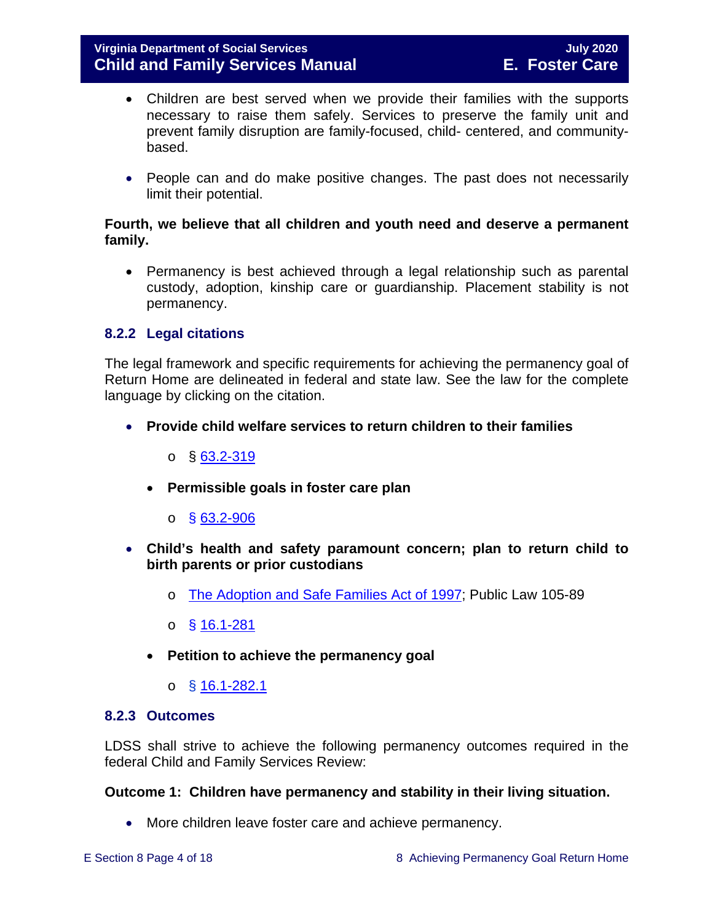- Children are best served when we provide their families with the supports necessary to raise them safely. Services to preserve the family unit and prevent family disruption are family-focused, child- centered, and community-based.

- People can and do make positive changes. The past does not necessarily limit their potential.

**Fourth, we believe that all children and youth need and deserve a permanent family.**

- Permanency is best achieved through a legal relationship such as parental custody, adoption, kinship care or guardianship. Placement stability is not permanency.

### 8.2.2 Legal citations

The legal framework and specific requirements for achieving the permanency goal of Return Home are delineated in federal and state law. See the law for the complete language by clicking on the citation.

- **Provide child welfare services to return children to their families**
  - § 63.2-319
  - **Permissible goals in foster care plan**
    - § 63.2-906
- **Child's health and safety paramount concern; plan to return child to birth parents or prior custodians**
  - The Adoption and Safe Families Act of 1997; Public Law 105-89
  - § 16.1-281
  - **Petition to achieve the permanency goal**
    - § 16.1-282.1

### 8.2.3 Outcomes

LDSS shall strive to achieve the following permanency outcomes required in the federal Child and Family Services Review:

**Outcome 1: Children have permanency and stability in their living situation.**

- More children leave foster care and achieve permanency.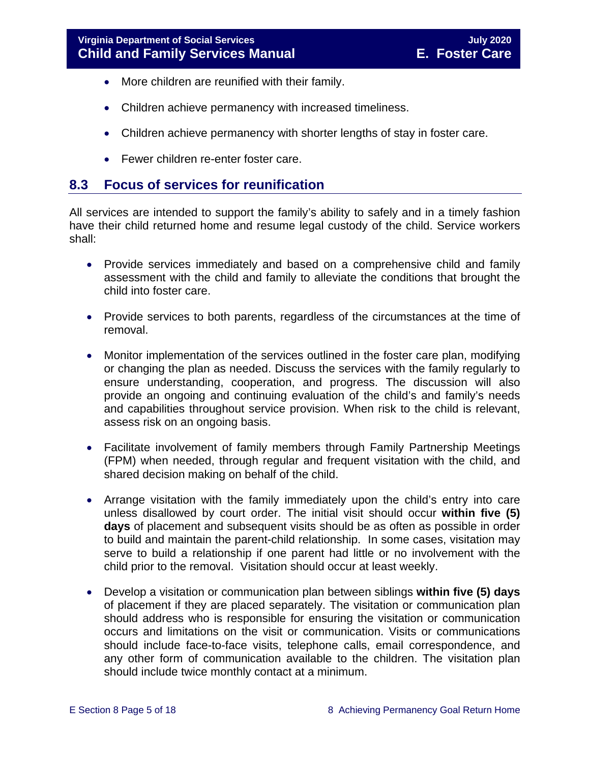- More children are reunified with their family.
- Children achieve permanency with increased timeliness.
- Children achieve permanency with shorter lengths of stay in foster care.
- Fewer children re-enter foster care.

## 8.3 Focus of services for reunification

All services are intended to support the family's ability to safely and in a timely fashion have their child returned home and resume legal custody of the child. Service workers shall:

- Provide services immediately and based on a comprehensive child and family assessment with the child and family to alleviate the conditions that brought the child into foster care.
- Provide services to both parents, regardless of the circumstances at the time of removal.
- Monitor implementation of the services outlined in the foster care plan, modifying or changing the plan as needed. Discuss the services with the family regularly to ensure understanding, cooperation, and progress. The discussion will also provide an ongoing and continuing evaluation of the child's and family's needs and capabilities throughout service provision. When risk to the child is relevant, assess risk on an ongoing basis.
- Facilitate involvement of family members through Family Partnership Meetings (FPM) when needed, through regular and frequent visitation with the child, and shared decision making on behalf of the child.
- Arrange visitation with the family immediately upon the child's entry into care unless disallowed by court order. The initial visit should occur **within five (5) days** of placement and subsequent visits should be as often as possible in order to build and maintain the parent-child relationship. In some cases, visitation may serve to build a relationship if one parent had little or no involvement with the child prior to the removal. Visitation should occur at least weekly.
- Develop a visitation or communication plan between siblings **within five (5) days** of placement if they are placed separately. The visitation or communication plan should address who is responsible for ensuring the visitation or communication occurs and limitations on the visit or communication. Visits or communications should include face-to-face visits, telephone calls, email correspondence, and any other form of communication available to the children. The visitation plan should include twice monthly contact at a minimum.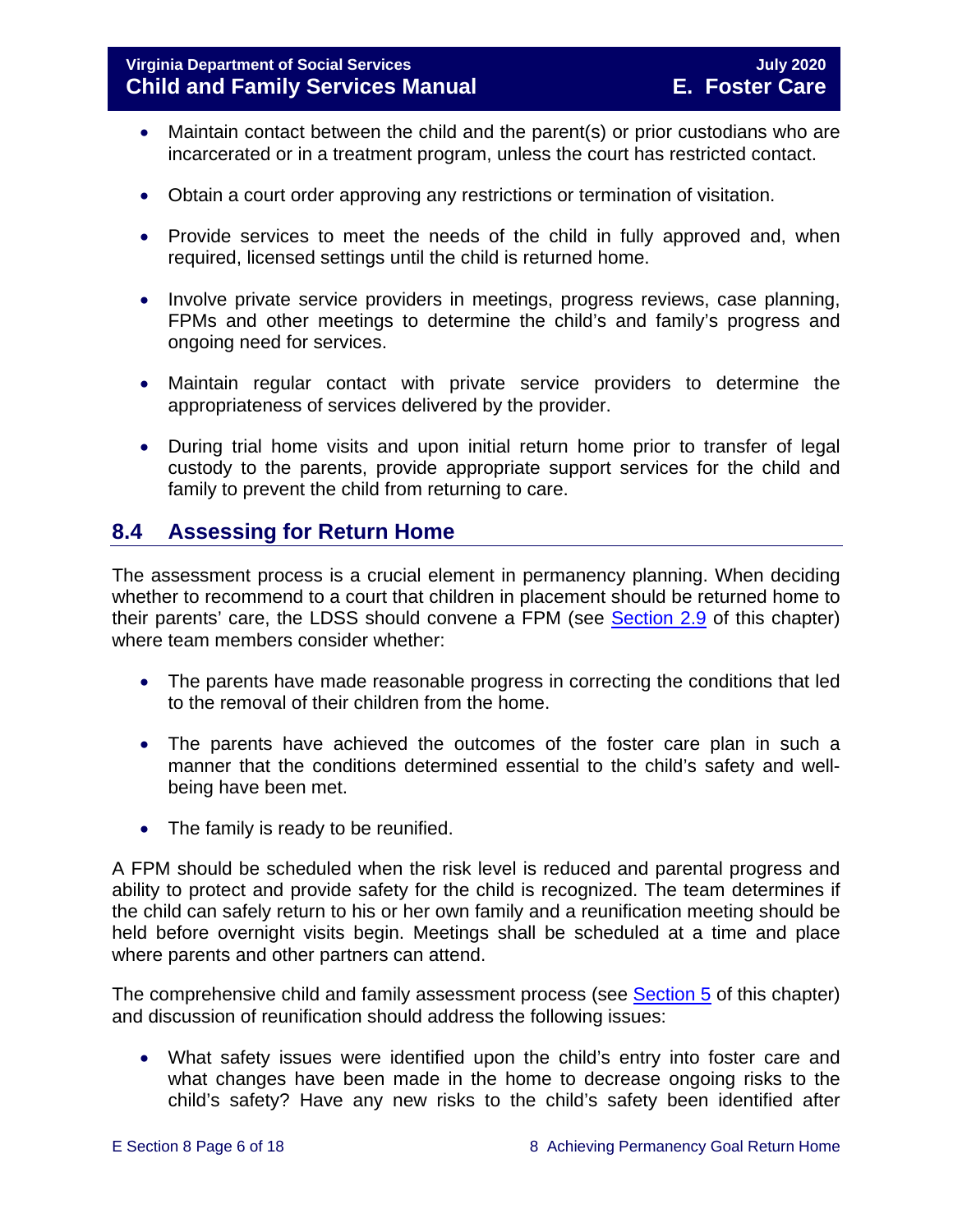- Maintain contact between the child and the parent(s) or prior custodians who are incarcerated or in a treatment program, unless the court has restricted contact.
- Obtain a court order approving any restrictions or termination of visitation.
- Provide services to meet the needs of the child in fully approved and, when required, licensed settings until the child is returned home.
- Involve private service providers in meetings, progress reviews, case planning, FPMs and other meetings to determine the child's and family's progress and ongoing need for services.
- Maintain regular contact with private service providers to determine the appropriateness of services delivered by the provider.
- During trial home visits and upon initial return home prior to transfer of legal custody to the parents, provide appropriate support services for the child and family to prevent the child from returning to care.

## 8.4 Assessing for Return Home

The assessment process is a crucial element in permanency planning. When deciding whether to recommend to a court that children in placement should be returned home to their parents' care, the LDSS should convene a FPM (see Section 2.9 of this chapter) where team members consider whether:

- The parents have made reasonable progress in correcting the conditions that led to the removal of their children from the home.
- The parents have achieved the outcomes of the foster care plan in such a manner that the conditions determined essential to the child's safety and well-being have been met.
- The family is ready to be reunified.

A FPM should be scheduled when the risk level is reduced and parental progress and ability to protect and provide safety for the child is recognized. The team determines if the child can safely return to his or her own family and a reunification meeting should be held before overnight visits begin. Meetings shall be scheduled at a time and place where parents and other partners can attend.

The comprehensive child and family assessment process (see Section 5 of this chapter) and discussion of reunification should address the following issues:

- What safety issues were identified upon the child's entry into foster care and what changes have been made in the home to decrease ongoing risks to the child's safety? Have any new risks to the child's safety been identified after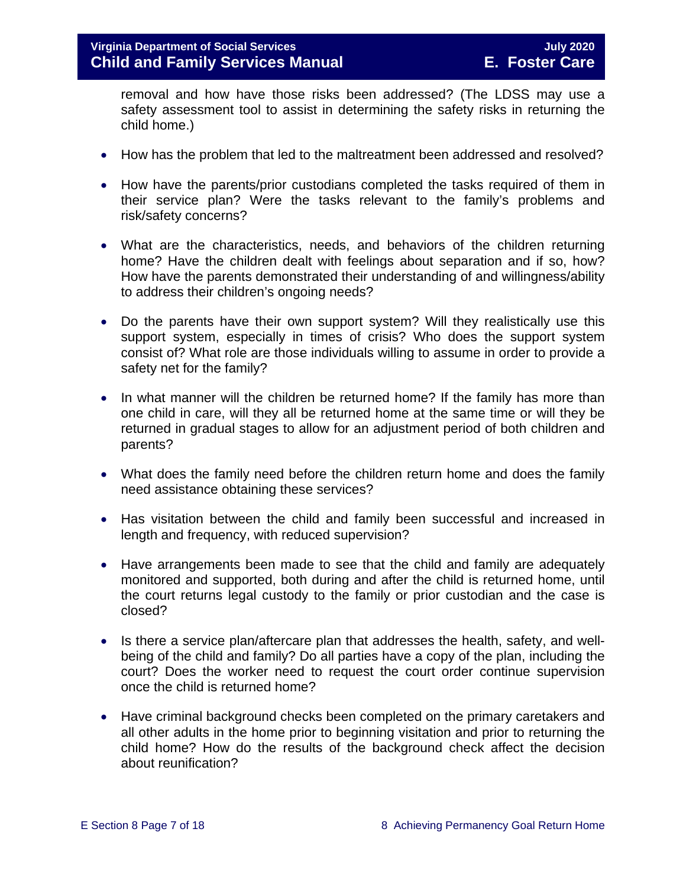removal and how have those risks been addressed? (The LDSS may use a safety assessment tool to assist in determining the safety risks in returning the child home.)

- How has the problem that led to the maltreatment been addressed and resolved?
- How have the parents/prior custodians completed the tasks required of them in their service plan? Were the tasks relevant to the family's problems and risk/safety concerns?
- What are the characteristics, needs, and behaviors of the children returning home? Have the children dealt with feelings about separation and if so, how? How have the parents demonstrated their understanding of and willingness/ability to address their children's ongoing needs?
- Do the parents have their own support system? Will they realistically use this support system, especially in times of crisis? Who does the support system consist of? What role are those individuals willing to assume in order to provide a safety net for the family?
- In what manner will the children be returned home? If the family has more than one child in care, will they all be returned home at the same time or will they be returned in gradual stages to allow for an adjustment period of both children and parents?
- What does the family need before the children return home and does the family need assistance obtaining these services?
- Has visitation between the child and family been successful and increased in length and frequency, with reduced supervision?
- Have arrangements been made to see that the child and family are adequately monitored and supported, both during and after the child is returned home, until the court returns legal custody to the family or prior custodian and the case is closed?
- Is there a service plan/aftercare plan that addresses the health, safety, and well-being of the child and family? Do all parties have a copy of the plan, including the court? Does the worker need to request the court order continue supervision once the child is returned home?
- Have criminal background checks been completed on the primary caretakers and all other adults in the home prior to beginning visitation and prior to returning the child home? How do the results of the background check affect the decision about reunification?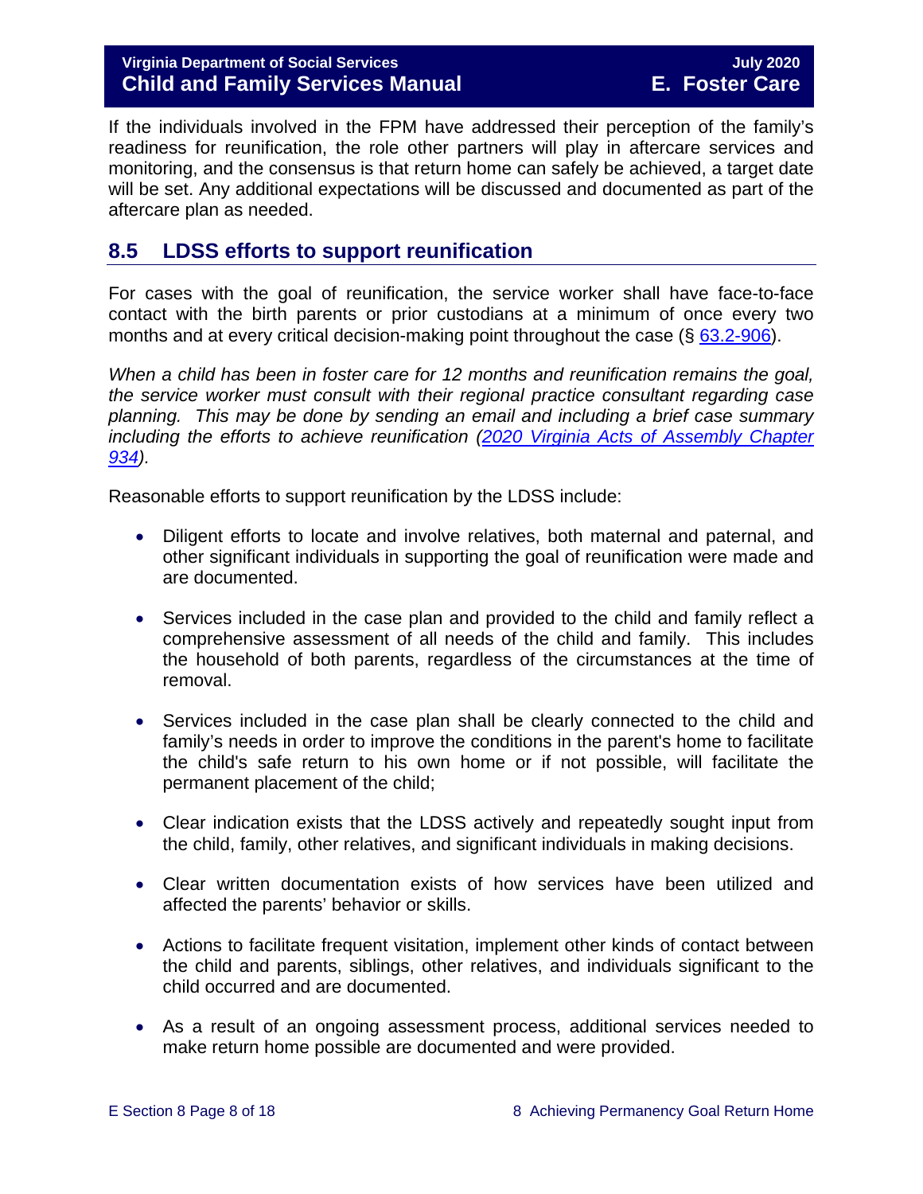If the individuals involved in the FPM have addressed their perception of the family's readiness for reunification, the role other partners will play in aftercare services and monitoring, and the consensus is that return home can safely be achieved, a target date will be set. Any additional expectations will be discussed and documented as part of the aftercare plan as needed.

## 8.5 LDSS efforts to support reunification

For cases with the goal of reunification, the service worker shall have face-to-face contact with the birth parents or prior custodians at a minimum of once every two months and at every critical decision-making point throughout the case (§ [63.2-906](https://law.lis.virginia.gov/vacode/63.2-906/)).

*When a child has been in foster care for 12 months and reunification remains the goal, the service worker must consult with their regional practice consultant regarding case planning. This may be done by sending an email and including a brief case summary including the efforts to achieve reunification ([2020 Virginia Acts of Assembly Chapter 934](https://lis.virginia.gov/cgi-bin/legp604.exe?201+ful+CHAP0934)).*

Reasonable efforts to support reunification by the LDSS include:

- Diligent efforts to locate and involve relatives, both maternal and paternal, and other significant individuals in supporting the goal of reunification were made and are documented.
- Services included in the case plan and provided to the child and family reflect a comprehensive assessment of all needs of the child and family. This includes the household of both parents, regardless of the circumstances at the time of removal.
- Services included in the case plan shall be clearly connected to the child and family's needs in order to improve the conditions in the parent's home to facilitate the child's safe return to his own home or if not possible, will facilitate the permanent placement of the child;
- Clear indication exists that the LDSS actively and repeatedly sought input from the child, family, other relatives, and significant individuals in making decisions.
- Clear written documentation exists of how services have been utilized and affected the parents' behavior or skills.
- Actions to facilitate frequent visitation, implement other kinds of contact between the child and parents, siblings, other relatives, and individuals significant to the child occurred and are documented.
- As a result of an ongoing assessment process, additional services needed to make return home possible are documented and were provided.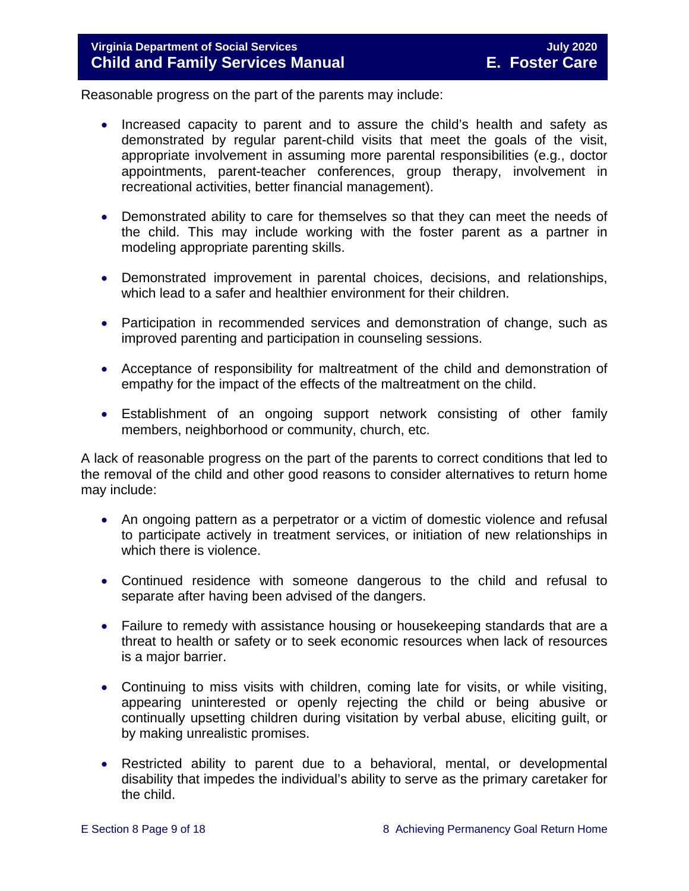Reasonable progress on the part of the parents may include:

- Increased capacity to parent and to assure the child's health and safety as demonstrated by regular parent-child visits that meet the goals of the visit, appropriate involvement in assuming more parental responsibilities (e.g., doctor appointments, parent-teacher conferences, group therapy, involvement in recreational activities, better financial management).

- Demonstrated ability to care for themselves so that they can meet the needs of the child. This may include working with the foster parent as a partner in modeling appropriate parenting skills.

- Demonstrated improvement in parental choices, decisions, and relationships, which lead to a safer and healthier environment for their children.

- Participation in recommended services and demonstration of change, such as improved parenting and participation in counseling sessions.

- Acceptance of responsibility for maltreatment of the child and demonstration of empathy for the impact of the effects of the maltreatment on the child.

- Establishment of an ongoing support network consisting of other family members, neighborhood or community, church, etc.

A lack of reasonable progress on the part of the parents to correct conditions that led to the removal of the child and other good reasons to consider alternatives to return home may include:

- An ongoing pattern as a perpetrator or a victim of domestic violence and refusal to participate actively in treatment services, or initiation of new relationships in which there is violence.

- Continued residence with someone dangerous to the child and refusal to separate after having been advised of the dangers.

- Failure to remedy with assistance housing or housekeeping standards that are a threat to health or safety or to seek economic resources when lack of resources is a major barrier.

- Continuing to miss visits with children, coming late for visits, or while visiting, appearing uninterested or openly rejecting the child or being abusive or continually upsetting children during visitation by verbal abuse, eliciting guilt, or by making unrealistic promises.

- Restricted ability to parent due to a behavioral, mental, or developmental disability that impedes the individual's ability to serve as the primary caretaker for the child.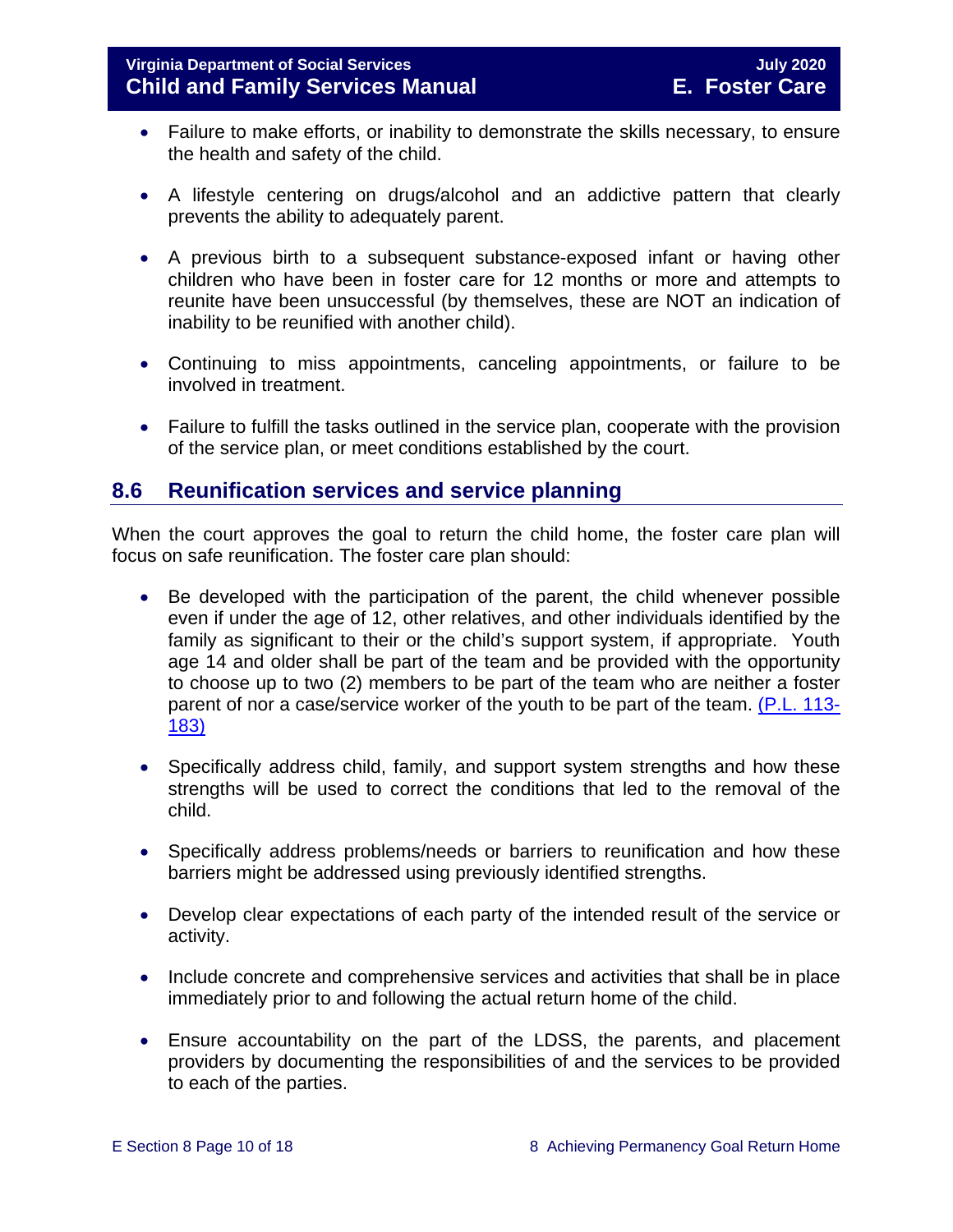- Failure to make efforts, or inability to demonstrate the skills necessary, to ensure the health and safety of the child.

- A lifestyle centering on drugs/alcohol and an addictive pattern that clearly prevents the ability to adequately parent.

- A previous birth to a subsequent substance-exposed infant or having other children who have been in foster care for 12 months or more and attempts to reunite have been unsuccessful (by themselves, these are NOT an indication of inability to be reunified with another child).

- Continuing to miss appointments, canceling appointments, or failure to be involved in treatment.

- Failure to fulfill the tasks outlined in the service plan, cooperate with the provision of the service plan, or meet conditions established by the court.

## 8.6 Reunification services and service planning

When the court approves the goal to return the child home, the foster care plan will focus on safe reunification. The foster care plan should:

- Be developed with the participation of the parent, the child whenever possible even if under the age of 12, other relatives, and other individuals identified by the family as significant to their or the child's support system, if appropriate. Youth age 14 and older shall be part of the team and be provided with the opportunity to choose up to two (2) members to be part of the team who are neither a foster parent of nor a case/service worker of the youth to be part of the team. (P.L. 113-183)

- Specifically address child, family, and support system strengths and how these strengths will be used to correct the conditions that led to the removal of the child.

- Specifically address problems/needs or barriers to reunification and how these barriers might be addressed using previously identified strengths.

- Develop clear expectations of each party of the intended result of the service or activity.

- Include concrete and comprehensive services and activities that shall be in place immediately prior to and following the actual return home of the child.

- Ensure accountability on the part of the LDSS, the parents, and placement providers by documenting the responsibilities of and the services to be provided to each of the parties.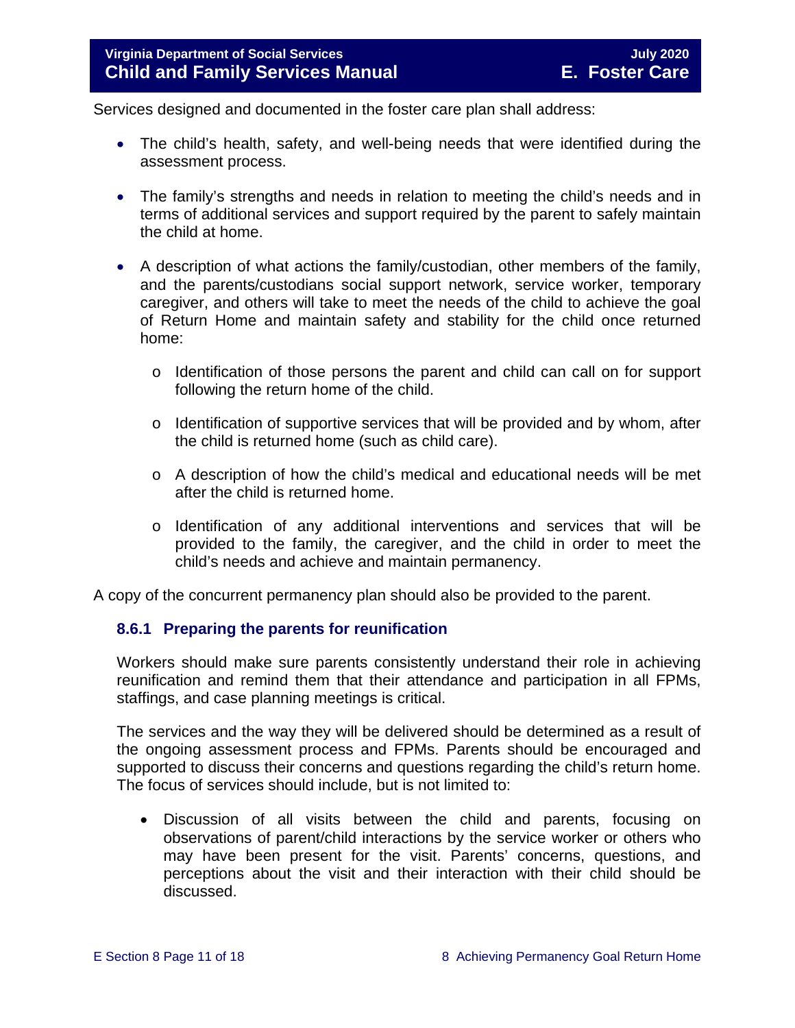Services designed and documented in the foster care plan shall address:

- The child's health, safety, and well-being needs that were identified during the assessment process.
- The family's strengths and needs in relation to meeting the child's needs and in terms of additional services and support required by the parent to safely maintain the child at home.
- A description of what actions the family/custodian, other members of the family, and the parents/custodians social support network, service worker, temporary caregiver, and others will take to meet the needs of the child to achieve the goal of Return Home and maintain safety and stability for the child once returned home:
    - Identification of those persons the parent and child can call on for support following the return home of the child.
    - Identification of supportive services that will be provided and by whom, after the child is returned home (such as child care).
    - A description of how the child's medical and educational needs will be met after the child is returned home.
    - Identification of any additional interventions and services that will be provided to the family, the caregiver, and the child in order to meet the child's needs and achieve and maintain permanency.

A copy of the concurrent permanency plan should also be provided to the parent.

### 8.6.1 Preparing the parents for reunification

Workers should make sure parents consistently understand their role in achieving reunification and remind them that their attendance and participation in all FPMs, staffings, and case planning meetings is critical.

The services and the way they will be delivered should be determined as a result of the ongoing assessment process and FPMs. Parents should be encouraged and supported to discuss their concerns and questions regarding the child's return home. The focus of services should include, but is not limited to:

- Discussion of all visits between the child and parents, focusing on observations of parent/child interactions by the service worker or others who may have been present for the visit. Parents' concerns, questions, and perceptions about the visit and their interaction with their child should be discussed.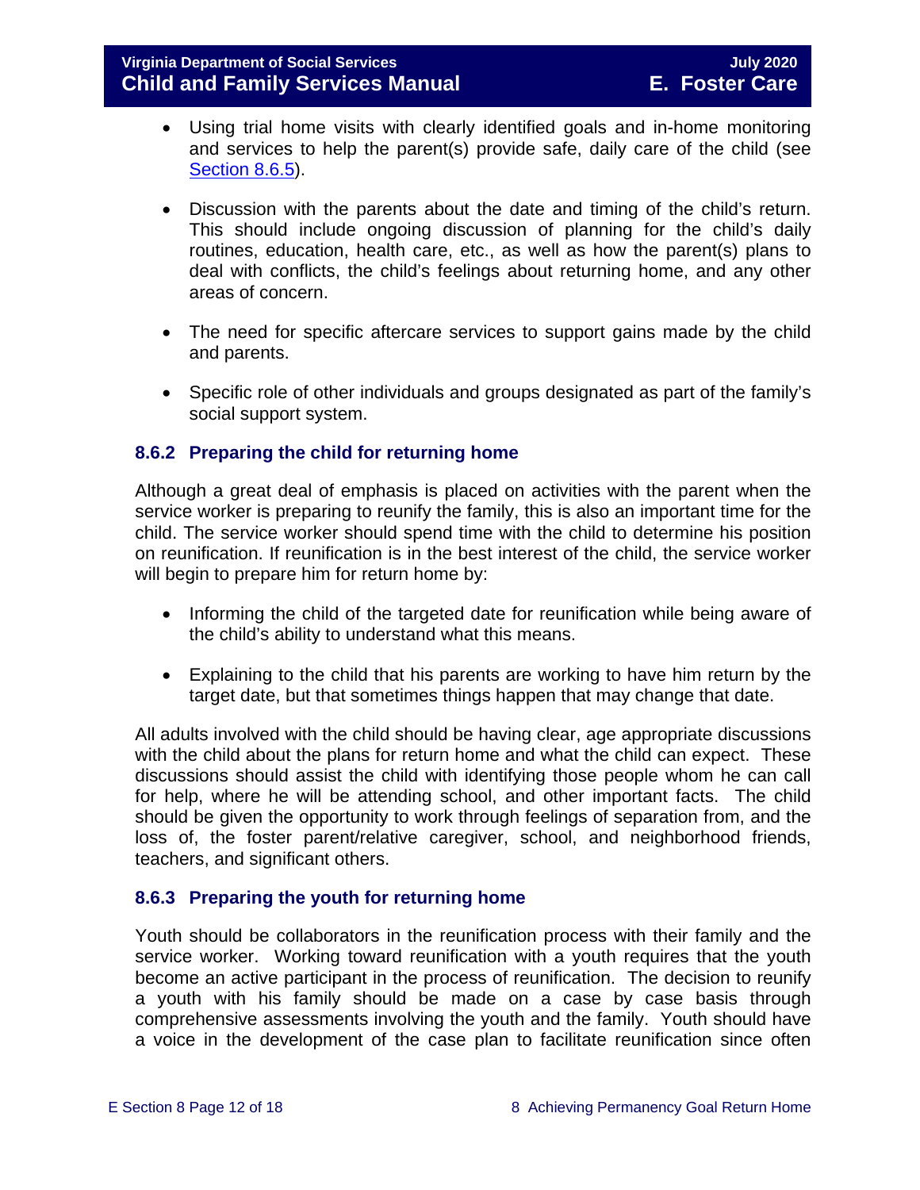- Using trial home visits with clearly identified goals and in-home monitoring and services to help the parent(s) provide safe, daily care of the child (see Section 8.6.5).

- Discussion with the parents about the date and timing of the child's return. This should include ongoing discussion of planning for the child's daily routines, education, health care, etc., as well as how the parent(s) plans to deal with conflicts, the child's feelings about returning home, and any other areas of concern.

- The need for specific aftercare services to support gains made by the child and parents.

- Specific role of other individuals and groups designated as part of the family's social support system.

### 8.6.2 Preparing the child for returning home

Although a great deal of emphasis is placed on activities with the parent when the service worker is preparing to reunify the family, this is also an important time for the child. The service worker should spend time with the child to determine his position on reunification. If reunification is in the best interest of the child, the service worker will begin to prepare him for return home by:

- Informing the child of the targeted date for reunification while being aware of the child's ability to understand what this means.

- Explaining to the child that his parents are working to have him return by the target date, but that sometimes things happen that may change that date.

All adults involved with the child should be having clear, age appropriate discussions with the child about the plans for return home and what the child can expect. These discussions should assist the child with identifying those people whom he can call for help, where he will be attending school, and other important facts. The child should be given the opportunity to work through feelings of separation from, and the loss of, the foster parent/relative caregiver, school, and neighborhood friends, teachers, and significant others.

### 8.6.3 Preparing the youth for returning home

Youth should be collaborators in the reunification process with their family and the service worker. Working toward reunification with a youth requires that the youth become an active participant in the process of reunification. The decision to reunify a youth with his family should be made on a case by case basis through comprehensive assessments involving the youth and the family. Youth should have a voice in the development of the case plan to facilitate reunification since often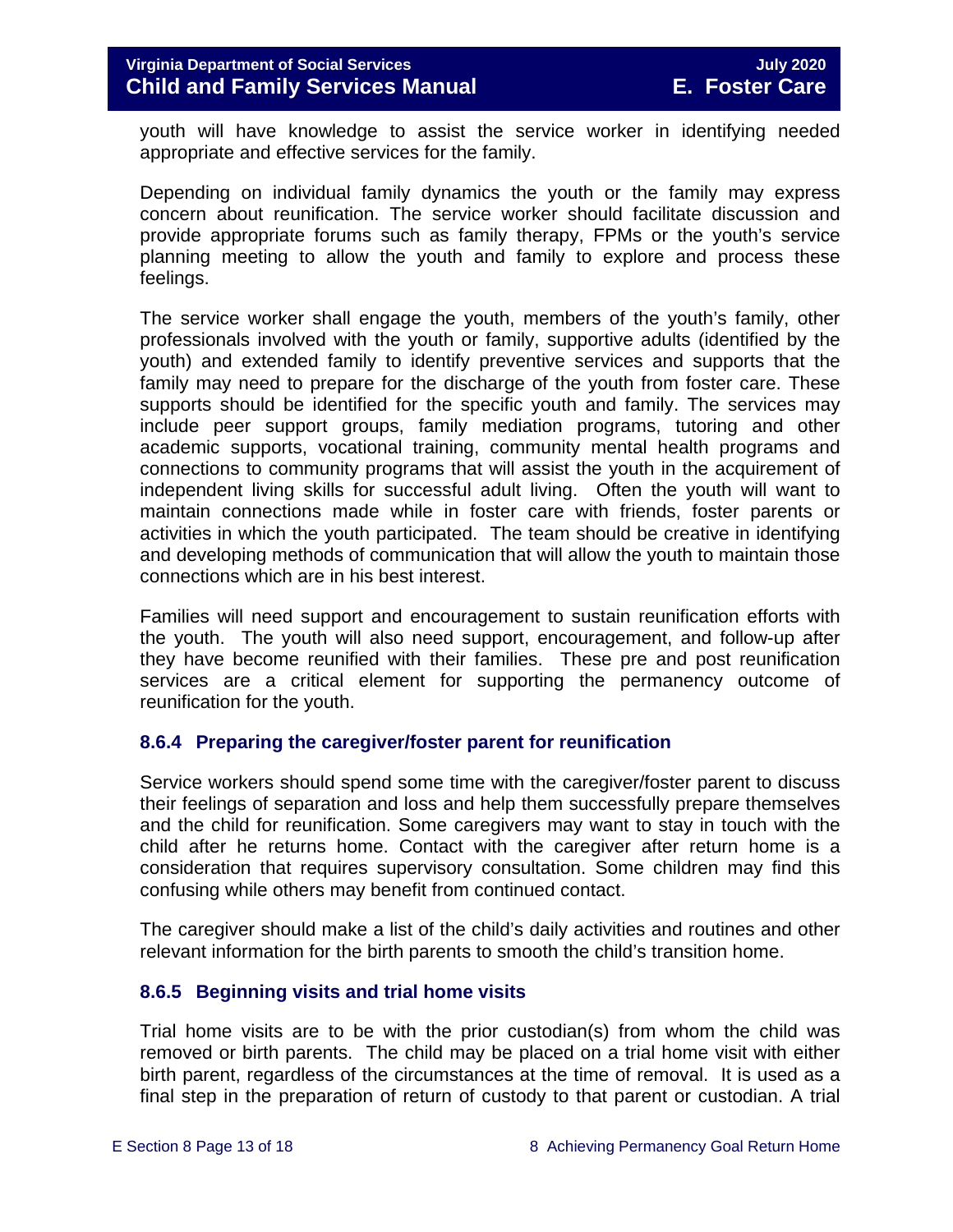youth will have knowledge to assist the service worker in identifying needed appropriate and effective services for the family.

Depending on individual family dynamics the youth or the family may express concern about reunification. The service worker should facilitate discussion and provide appropriate forums such as family therapy, FPMs or the youth's service planning meeting to allow the youth and family to explore and process these feelings.

The service worker shall engage the youth, members of the youth's family, other professionals involved with the youth or family, supportive adults (identified by the youth) and extended family to identify preventive services and supports that the family may need to prepare for the discharge of the youth from foster care. These supports should be identified for the specific youth and family. The services may include peer support groups, family mediation programs, tutoring and other academic supports, vocational training, community mental health programs and connections to community programs that will assist the youth in the acquirement of independent living skills for successful adult living. Often the youth will want to maintain connections made while in foster care with friends, foster parents or activities in which the youth participated. The team should be creative in identifying and developing methods of communication that will allow the youth to maintain those connections which are in his best interest.

Families will need support and encouragement to sustain reunification efforts with the youth. The youth will also need support, encouragement, and follow-up after they have become reunified with their families. These pre and post reunification services are a critical element for supporting the permanency outcome of reunification for the youth.

### 8.6.4 Preparing the caregiver/foster parent for reunification

Service workers should spend some time with the caregiver/foster parent to discuss their feelings of separation and loss and help them successfully prepare themselves and the child for reunification. Some caregivers may want to stay in touch with the child after he returns home. Contact with the caregiver after return home is a consideration that requires supervisory consultation. Some children may find this confusing while others may benefit from continued contact.

The caregiver should make a list of the child's daily activities and routines and other relevant information for the birth parents to smooth the child's transition home.

### 8.6.5 Beginning visits and trial home visits

Trial home visits are to be with the prior custodian(s) from whom the child was removed or birth parents. The child may be placed on a trial home visit with either birth parent, regardless of the circumstances at the time of removal. It is used as a final step in the preparation of return of custody to that parent or custodian. A trial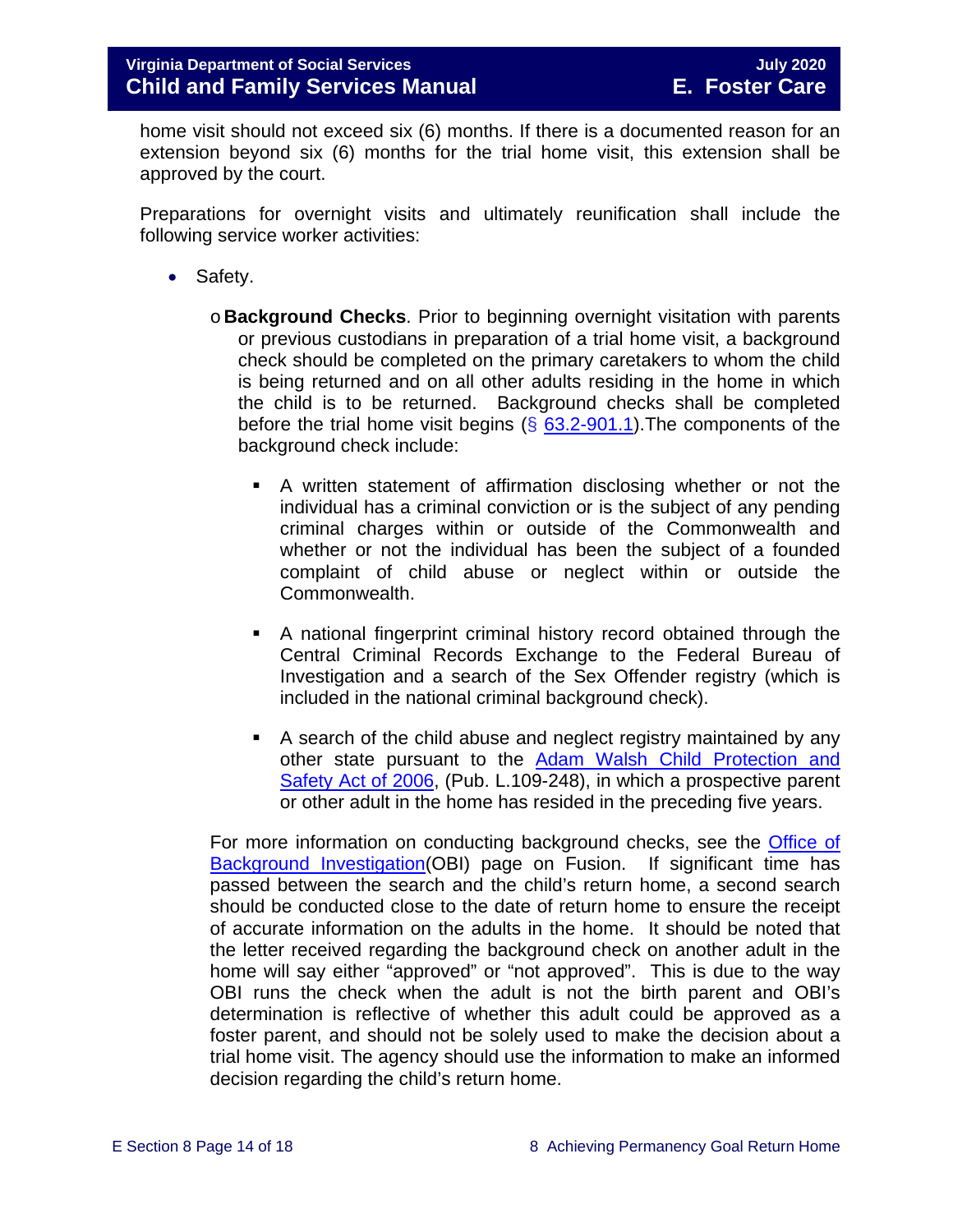home visit should not exceed six (6) months. If there is a documented reason for an extension beyond six (6) months for the trial home visit, this extension shall be approved by the court.

Preparations for overnight visits and ultimately reunification shall include the following service worker activities:

- Safety.
  - **Background Checks**. Prior to beginning overnight visitation with parents or previous custodians in preparation of a trial home visit, a background check should be completed on the primary caretakers to whom the child is being returned and on all other adults residing in the home in which the child is to be returned. Background checks shall be completed before the trial home visit begins (§ [63.2-901.1](https://law.lis.virginia.gov/vacode/63.2-901.1/)).The components of the background check include:
    - A written statement of affirmation disclosing whether or not the individual has a criminal conviction or is the subject of any pending criminal charges within or outside of the Commonwealth and whether or not the individual has been the subject of a founded complaint of child abuse or neglect within or outside the Commonwealth.
    - A national fingerprint criminal history record obtained through the Central Criminal Records Exchange to the Federal Bureau of Investigation and a search of the Sex Offender registry (which is included in the national criminal background check).
    - A search of the child abuse and neglect registry maintained by any other state pursuant to the Adam Walsh Child Protection and Safety Act of 2006, (Pub. L.109-248), in which a prospective parent or other adult in the home has resided in the preceding five years.

  For more information on conducting background checks, see the Office of Background Investigation(OBI) page on Fusion. If significant time has passed between the search and the child's return home, a second search should be conducted close to the date of return home to ensure the receipt of accurate information on the adults in the home. It should be noted that the letter received regarding the background check on another adult in the home will say either "approved" or "not approved". This is due to the way OBI runs the check when the adult is not the birth parent and OBI's determination is reflective of whether this adult could be approved as a foster parent, and should not be solely used to make the decision about a trial home visit. The agency should use the information to make an informed decision regarding the child's return home.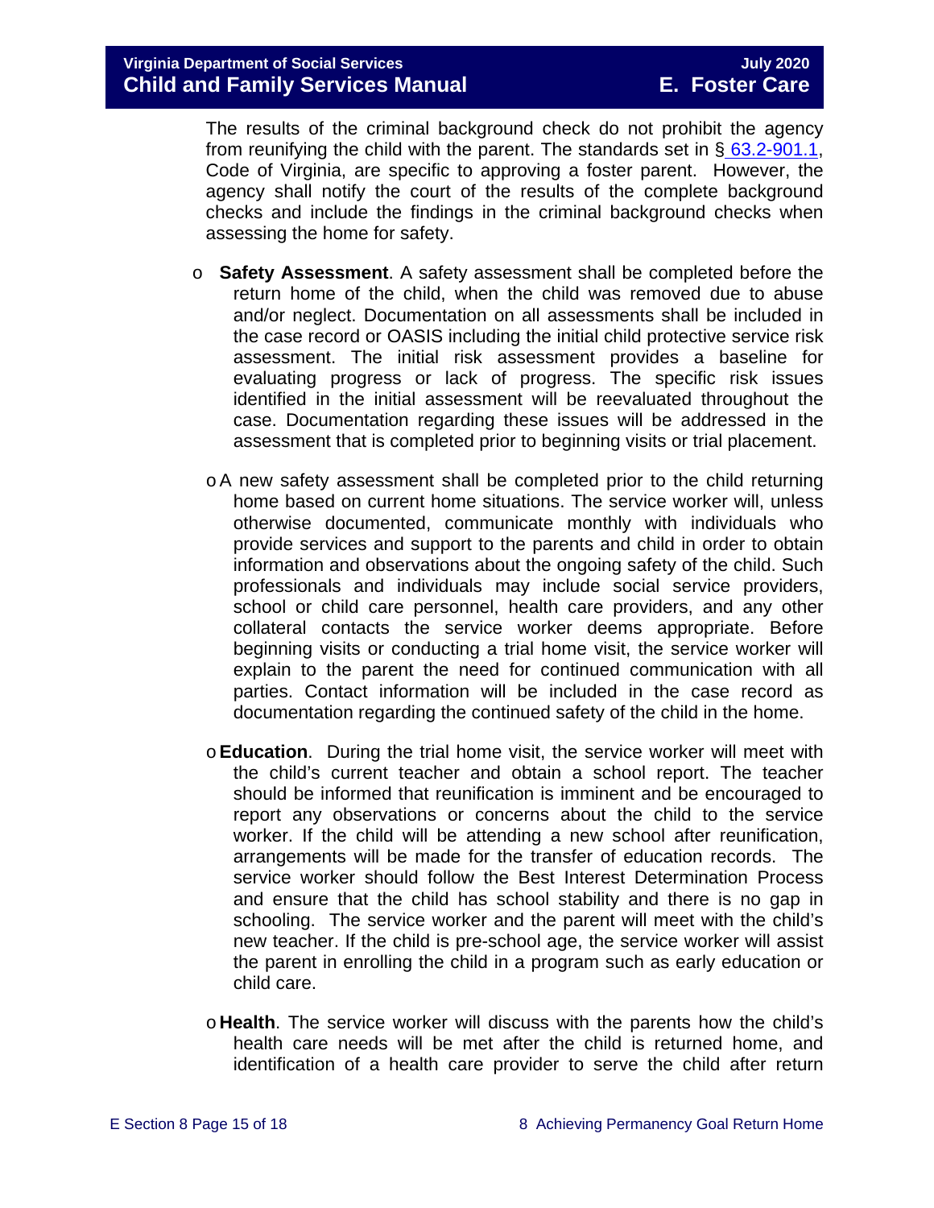The results of the criminal background check do not prohibit the agency from reunifying the child with the parent. The standards set in § 63.2-901.1, Code of Virginia, are specific to approving a foster parent. However, the agency shall notify the court of the results of the complete background checks and include the findings in the criminal background checks when assessing the home for safety.

- **Safety Assessment**. A safety assessment shall be completed before the return home of the child, when the child was removed due to abuse and/or neglect. Documentation on all assessments shall be included in the case record or OASIS including the initial child protective service risk assessment. The initial risk assessment provides a baseline for evaluating progress or lack of progress. The specific risk issues identified in the initial assessment will be reevaluated throughout the case. Documentation regarding these issues will be addressed in the assessment that is completed prior to beginning visits or trial placement.

- A new safety assessment shall be completed prior to the child returning home based on current home situations. The service worker will, unless otherwise documented, communicate monthly with individuals who provide services and support to the parents and child in order to obtain information and observations about the ongoing safety of the child. Such professionals and individuals may include social service providers, school or child care personnel, health care providers, and any other collateral contacts the service worker deems appropriate. Before beginning visits or conducting a trial home visit, the service worker will explain to the parent the need for continued communication with all parties. Contact information will be included in the case record as documentation regarding the continued safety of the child in the home.

- **Education**. During the trial home visit, the service worker will meet with the child's current teacher and obtain a school report. The teacher should be informed that reunification is imminent and be encouraged to report any observations or concerns about the child to the service worker. If the child will be attending a new school after reunification, arrangements will be made for the transfer of education records. The service worker should follow the Best Interest Determination Process and ensure that the child has school stability and there is no gap in schooling. The service worker and the parent will meet with the child's new teacher. If the child is pre-school age, the service worker will assist the parent in enrolling the child in a program such as early education or child care.

- **Health**. The service worker will discuss with the parents how the child's health care needs will be met after the child is returned home, and identification of a health care provider to serve the child after return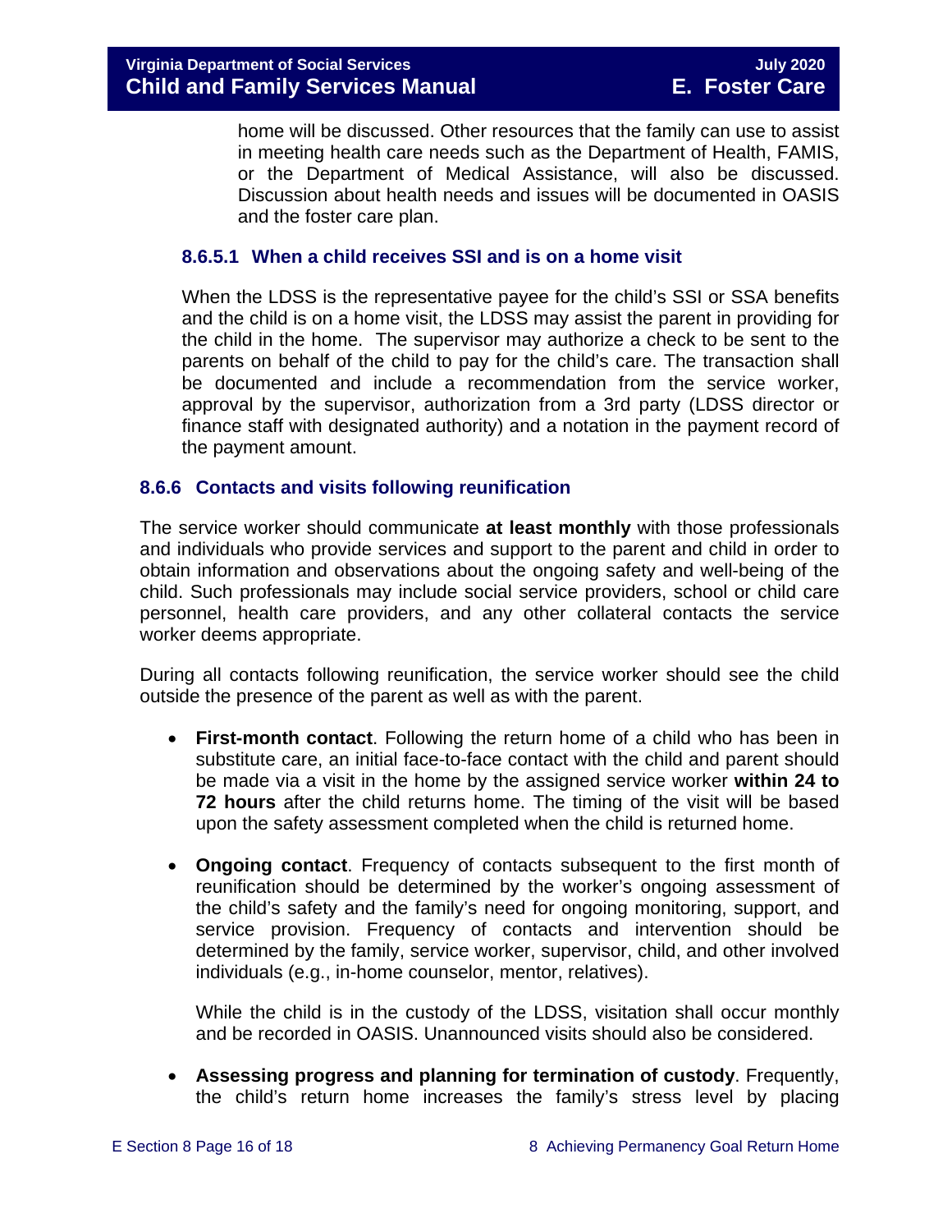home will be discussed. Other resources that the family can use to assist in meeting health care needs such as the Department of Health, FAMIS, or the Department of Medical Assistance, will also be discussed. Discussion about health needs and issues will be documented in OASIS and the foster care plan.

#### 8.6.5.1 When a child receives SSI and is on a home visit

When the LDSS is the representative payee for the child's SSI or SSA benefits and the child is on a home visit, the LDSS may assist the parent in providing for the child in the home. The supervisor may authorize a check to be sent to the parents on behalf of the child to pay for the child's care. The transaction shall be documented and include a recommendation from the service worker, approval by the supervisor, authorization from a 3rd party (LDSS director or finance staff with designated authority) and a notation in the payment record of the payment amount.

### 8.6.6 Contacts and visits following reunification

The service worker should communicate **at least monthly** with those professionals and individuals who provide services and support to the parent and child in order to obtain information and observations about the ongoing safety and well-being of the child. Such professionals may include social service providers, school or child care personnel, health care providers, and any other collateral contacts the service worker deems appropriate.

During all contacts following reunification, the service worker should see the child outside the presence of the parent as well as with the parent.

- **First-month contact**. Following the return home of a child who has been in substitute care, an initial face-to-face contact with the child and parent should be made via a visit in the home by the assigned service worker **within 24 to 72 hours** after the child returns home. The timing of the visit will be based upon the safety assessment completed when the child is returned home.

- **Ongoing contact**. Frequency of contacts subsequent to the first month of reunification should be determined by the worker's ongoing assessment of the child's safety and the family's need for ongoing monitoring, support, and service provision. Frequency of contacts and intervention should be determined by the family, service worker, supervisor, child, and other involved individuals (e.g., in-home counselor, mentor, relatives).

  While the child is in the custody of the LDSS, visitation shall occur monthly and be recorded in OASIS. Unannounced visits should also be considered.

- **Assessing progress and planning for termination of custody**. Frequently, the child's return home increases the family's stress level by placing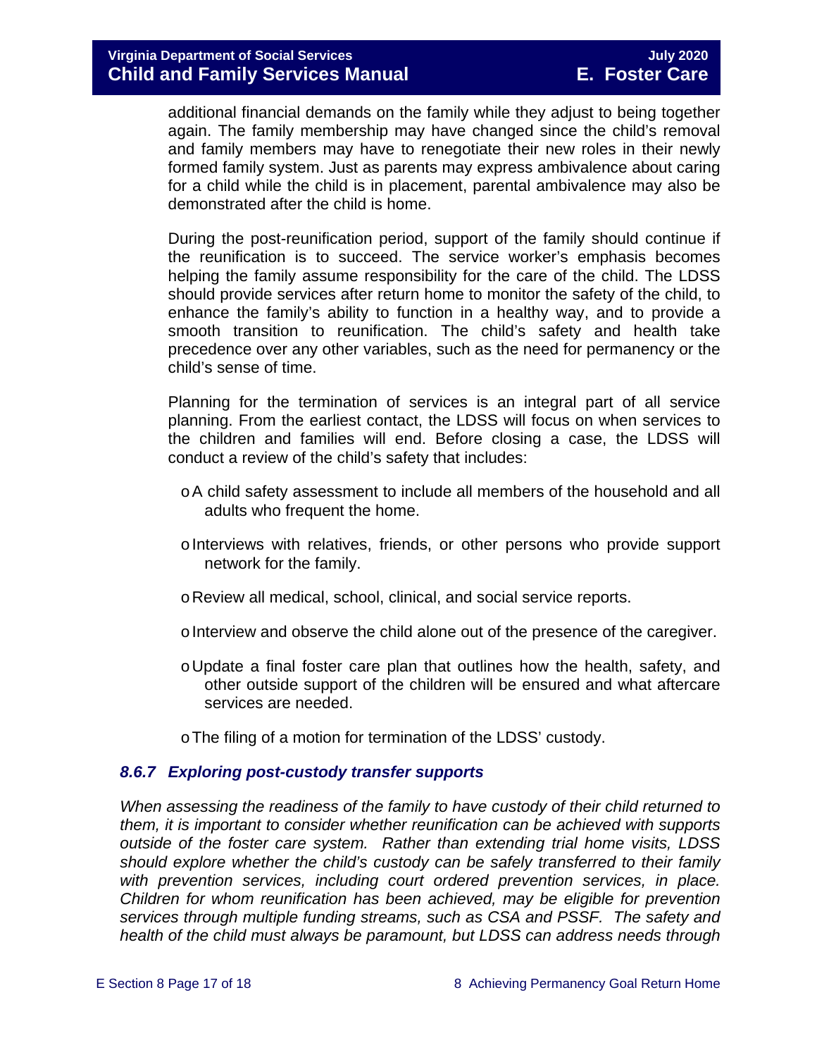additional financial demands on the family while they adjust to being together again. The family membership may have changed since the child's removal and family members may have to renegotiate their new roles in their newly formed family system. Just as parents may express ambivalence about caring for a child while the child is in placement, parental ambivalence may also be demonstrated after the child is home.

During the post-reunification period, support of the family should continue if the reunification is to succeed. The service worker's emphasis becomes helping the family assume responsibility for the care of the child. The LDSS should provide services after return home to monitor the safety of the child, to enhance the family's ability to function in a healthy way, and to provide a smooth transition to reunification. The child's safety and health take precedence over any other variables, such as the need for permanency or the child's sense of time.

Planning for the termination of services is an integral part of all service planning. From the earliest contact, the LDSS will focus on when services to the children and families will end. Before closing a case, the LDSS will conduct a review of the child's safety that includes:

- A child safety assessment to include all members of the household and all adults who frequent the home.
- Interviews with relatives, friends, or other persons who provide support network for the family.
- Review all medical, school, clinical, and social service reports.
- Interview and observe the child alone out of the presence of the caregiver.
- Update a final foster care plan that outlines how the health, safety, and other outside support of the children will be ensured and what aftercare services are needed.
- The filing of a motion for termination of the LDSS' custody.

### *8.6.7 Exploring post-custody transfer supports*

*When assessing the readiness of the family to have custody of their child returned to them, it is important to consider whether reunification can be achieved with supports outside of the foster care system. Rather than extending trial home visits, LDSS should explore whether the child's custody can be safely transferred to their family with prevention services, including court ordered prevention services, in place. Children for whom reunification has been achieved, may be eligible for prevention services through multiple funding streams, such as CSA and PSSF. The safety and health of the child must always be paramount, but LDSS can address needs through*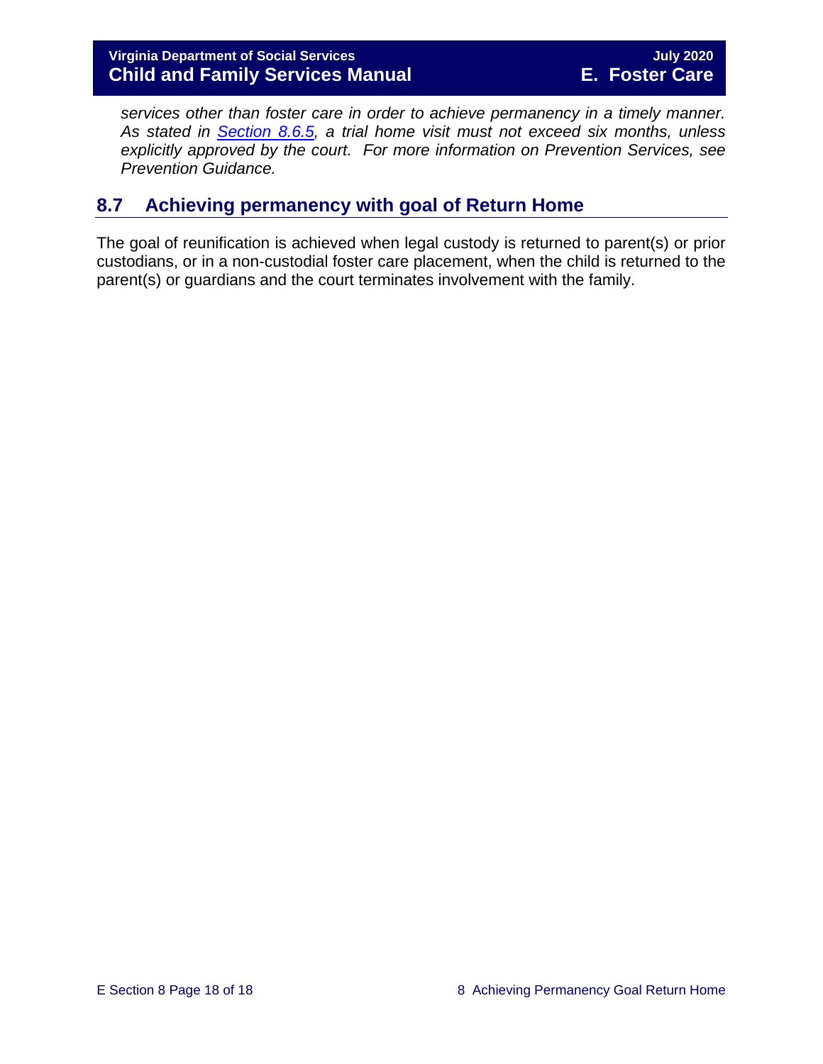*services other than foster care in order to achieve permanency in a timely manner. As stated in Section 8.6.5, a trial home visit must not exceed six months, unless explicitly approved by the court. For more information on Prevention Services, see Prevention Guidance.*

## 8.7 Achieving permanency with goal of Return Home

The goal of reunification is achieved when legal custody is returned to parent(s) or prior custodians, or in a non-custodial foster care placement, when the child is returned to the parent(s) or guardians and the court terminates involvement with the family.